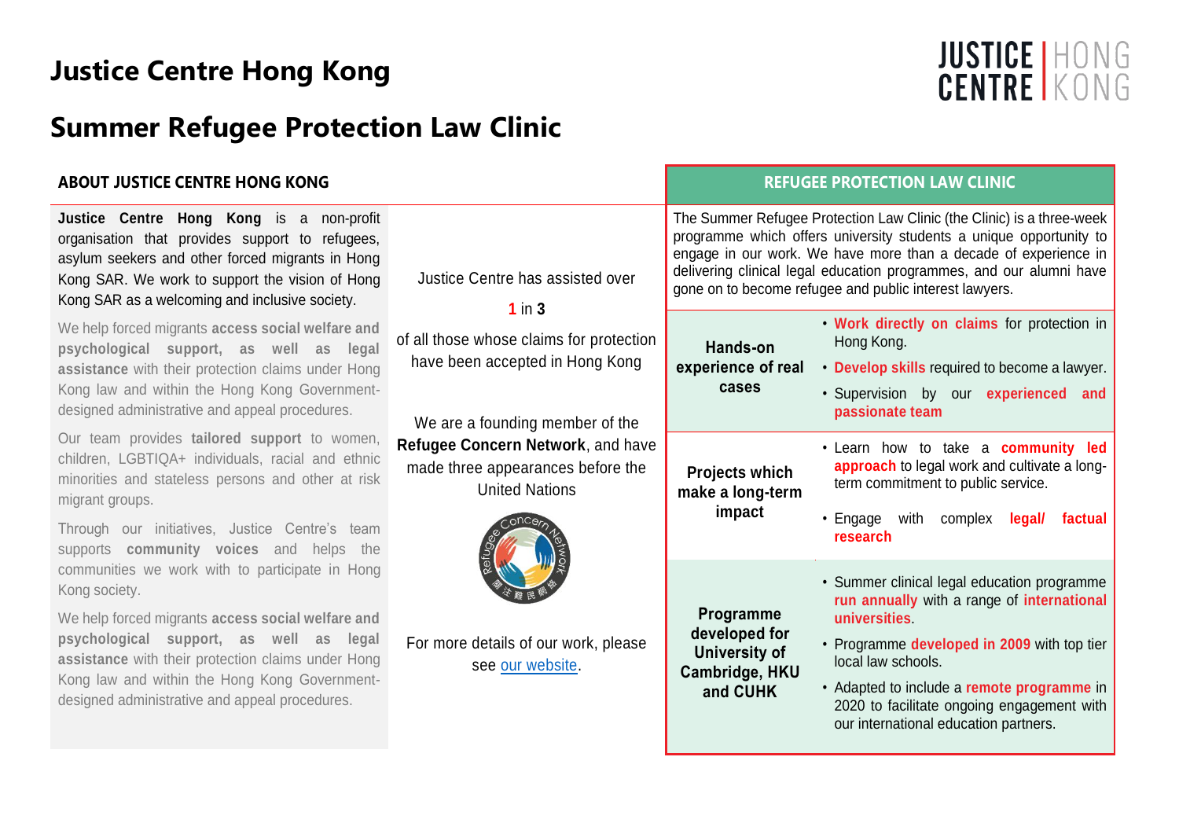# Justice Centre Hong Kong

## Summary Refugee Protection Law Clinic

### ABOUT JUSTICE CENTRE HONG KONG

**Justice Centre Hong Kong** is a non-profit organisation that provides support to refugees, asylum seekers and other forced migrants in Hong Kong SAR. We work to support the vision of Hong Kong SAR as a welcoming and inclusive society.

We help forced migrants **access social welfare and psychological support, as well as legal assistance** with their protection claims under Hong Kong law and within the Hong Kong Government-designed administrative and appeal procedures.

Our team provides **tailored support** to women, children, LGBTIQA+ individuals, racial and ethnic minorities and stateless persons and other at risk migrant groups.

Through our initiatives, Justice Centre's team supports **community voices** and helps the communities we work with to participate in Hong Kong society.

We help forced migrants **access social welfare and psychological support, as well as legal assistance** with their protection claims under Hong Kong law and within the Hong Kong Government-designed administrative and appeal procedures.

Justice Centre has assisted over

**1** in **3**

of all those whose claims for protection have been accepted in Hong Kong

We are a founding member of the **Refugee Concern Network**, and have made three appearances before the United Nations

For more details of our work, please see [our website](#).

### REFUGEE PROTECTION LAW CLINIC

The Summer Refugee Protection Law Clinic (the Clinic) is a three-week programme which offers university students a unique opportunity to engage in our work. We have more than a decade of experience in delivering clinical legal education programmes, and our alumni have gone on to become refugee and public interest lawyers.

| | |
|---|---|
| **Hands-on experience of real cases** | • **Work directly on claims** for protection in Hong Kong.<br>• **Develop skills** required to become a lawyer.<br>• Supervision by our **experienced and passionate team** |
| **Projects which make a long-term impact** | • Learn how to take a **community led approach** to legal work and cultivate a long-term commitment to public service.<br>• Engage with complex **legal/ factual research** |
| **Programme developed for University of Cambridge, HKU and CUHK** | • Summer clinical legal education programme **run annually** with a range of **international universities**.<br>• Programme **developed in 2009** with top tier local law schools.<br>• Adapted to include a **remote programme** in 2020 to facilitate ongoing engagement with our international education partners. |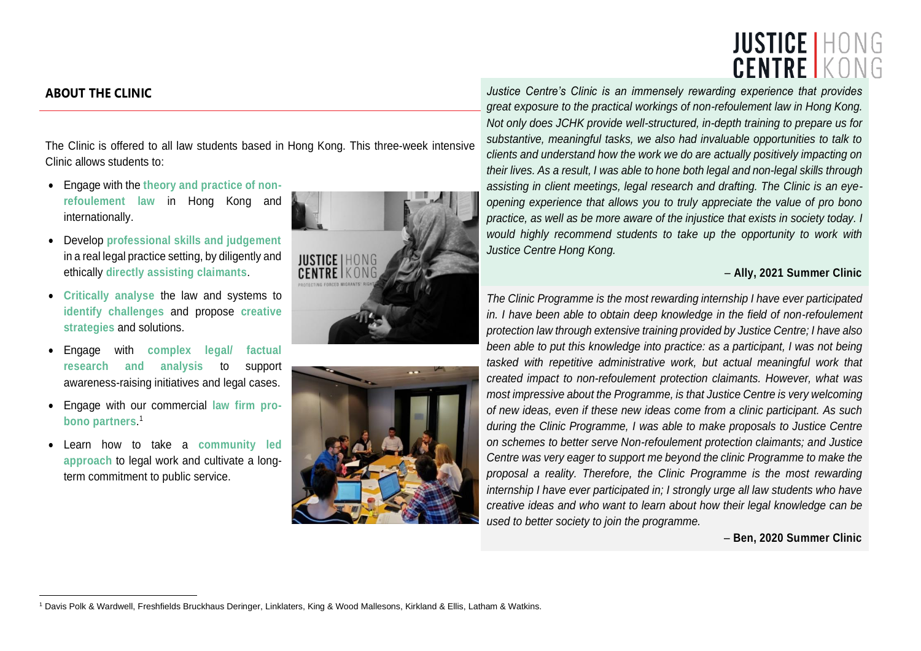## ABOUT THE CLINIC

The Clinic is offered to all law students based in Hong Kong. This three-week intensive Clinic allows students to:

- Engage with the **theory and practice of non-refoulement law** in Hong Kong and internationally.
- Develop **professional skills and judgement** in a real legal practice setting, by diligently and ethically **directly assisting claimants**.
- **Critically analyse** the law and systems to **identify challenges** and propose **creative strategies** and solutions.
- Engage with **complex legal/ factual research and analysis** to support awareness-raising initiatives and legal cases.
- Engage with our commercial **law firm pro-bono partners**.[1]
- Learn how to take a **community led approach** to legal work and cultivate a long-term commitment to public service.

*Justice Centre's Clinic is an immensely rewarding experience that provides great exposure to the practical workings of non-refoulement law in Hong Kong. Not only does JCHK provide well-structured, in-depth training to prepare us for substantive, meaningful tasks, we also had invaluable opportunities to talk to clients and understand how the work we do are actually positively impacting on their lives. As a result, I was able to hone both legal and non-legal skills through assisting in client meetings, legal research and drafting. The Clinic is an eye-opening experience that allows you to truly appreciate the value of pro bono practice, as well as be more aware of the injustice that exists in society today. I would highly recommend students to take up the opportunity to work with Justice Centre Hong Kong.*

– **Ally, 2021 Summer Clinic**

*The Clinic Programme is the most rewarding internship I have ever participated in. I have been able to obtain deep knowledge in the field of non-refoulement protection law through extensive training provided by Justice Centre; I have also been able to put this knowledge into practice: as a participant, I was not being tasked with repetitive administrative work, but actual meaningful work that created impact to non-refoulement protection claimants. However, what was most impressive about the Programme, is that Justice Centre is very welcoming of new ideas, even if these new ideas come from a clinic participant. As such during the Clinic Programme, I was able to make proposals to Justice Centre on schemes to better serve Non-refoulement protection claimants; and Justice Centre was very eager to support me beyond the clinic Programme to make the proposal a reality. Therefore, the Clinic Programme is the most rewarding internship I have ever participated in; I strongly urge all law students who have creative ideas and who want to learn about how their legal knowledge can be used to better society to join the programme.*

– **Ben, 2020 Summer Clinic**

---

[1] Davis Polk & Wardwell, Freshfields Bruckhaus Deringer, Linklaters, King & Wood Mallesons, Kirkland & Ellis, Latham & Watkins.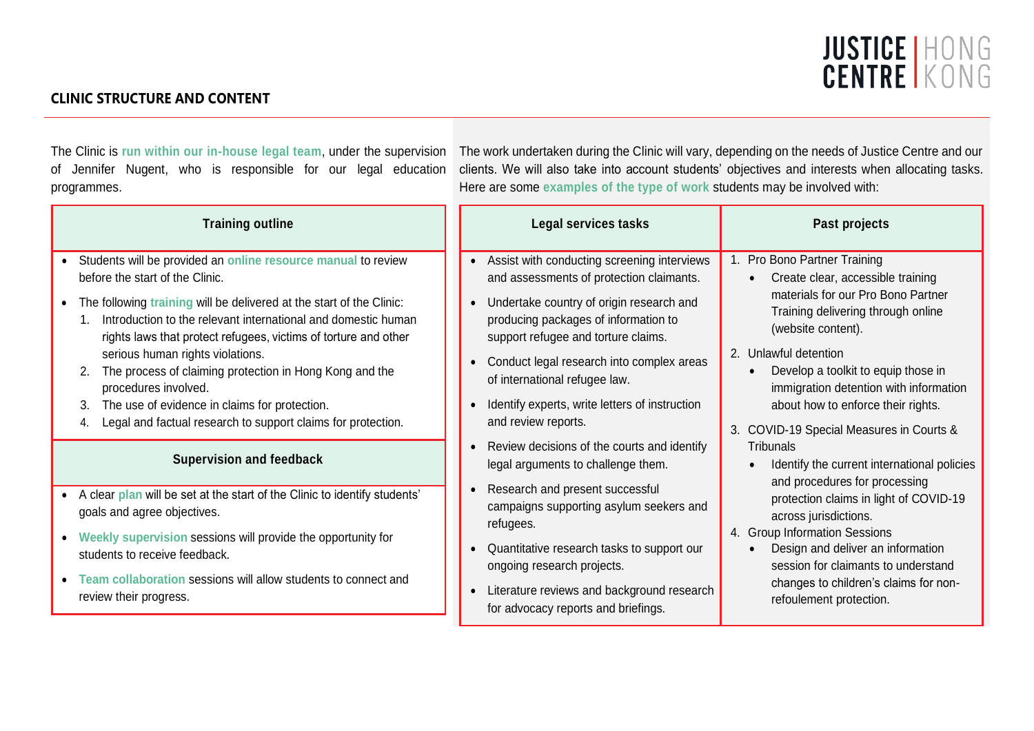## CLINIC STRUCTURE AND CONTENT

The Clinic is **run within our in-house legal team**, under the supervision of Jennifer Nugent, who is responsible for our legal education programmes.

### Training outline

- Students will be provided an **online resource manual** to review before the start of the Clinic.
- The following **training** will be delivered at the start of the Clinic:
  1. Introduction to the relevant international and domestic human rights laws that protect refugees, victims of torture and other serious human rights violations.
  2. The process of claiming protection in Hong Kong and the procedures involved.
  3. The use of evidence in claims for protection.
  4. Legal and factual research to support claims for protection.

### Supervision and feedback

- A clear **plan** will be set at the start of the Clinic to identify students' goals and agree objectives.
- **Weekly supervision** sessions will provide the opportunity for students to receive feedback.
- **Team collaboration** sessions will allow students to connect and review their progress.

The work undertaken during the Clinic will vary, depending on the needs of Justice Centre and our clients. We will also take into account students' objectives and interests when allocating tasks. Here are some **examples of the type of work** students may be involved with:

### Legal services tasks

- Assist with conducting screening interviews and assessments of protection claimants.
- Undertake country of origin research and producing packages of information to support refugee and torture claims.
- Conduct legal research into complex areas of international refugee law.
- Identify experts, write letters of instruction and review reports.
- Review decisions of the courts and identify legal arguments to challenge them.
- Research and present successful campaigns supporting asylum seekers and refugees.
- Quantitative research tasks to support our ongoing research projects.
- Literature reviews and background research for advocacy reports and briefings.

### Past projects

1. Pro Bono Partner Training
   - Create clear, accessible training materials for our Pro Bono Partner Training delivering through online (website content).
2. Unlawful detention
   - Develop a toolkit to equip those in immigration detention with information about how to enforce their rights.
3. COVID-19 Special Measures in Courts & Tribunals
   - Identify the current international policies and procedures for processing protection claims in light of COVID-19 across jurisdictions.
4. Group Information Sessions
   - Design and deliver an information session for claimants to understand changes to children's claims for non-refoulement protection.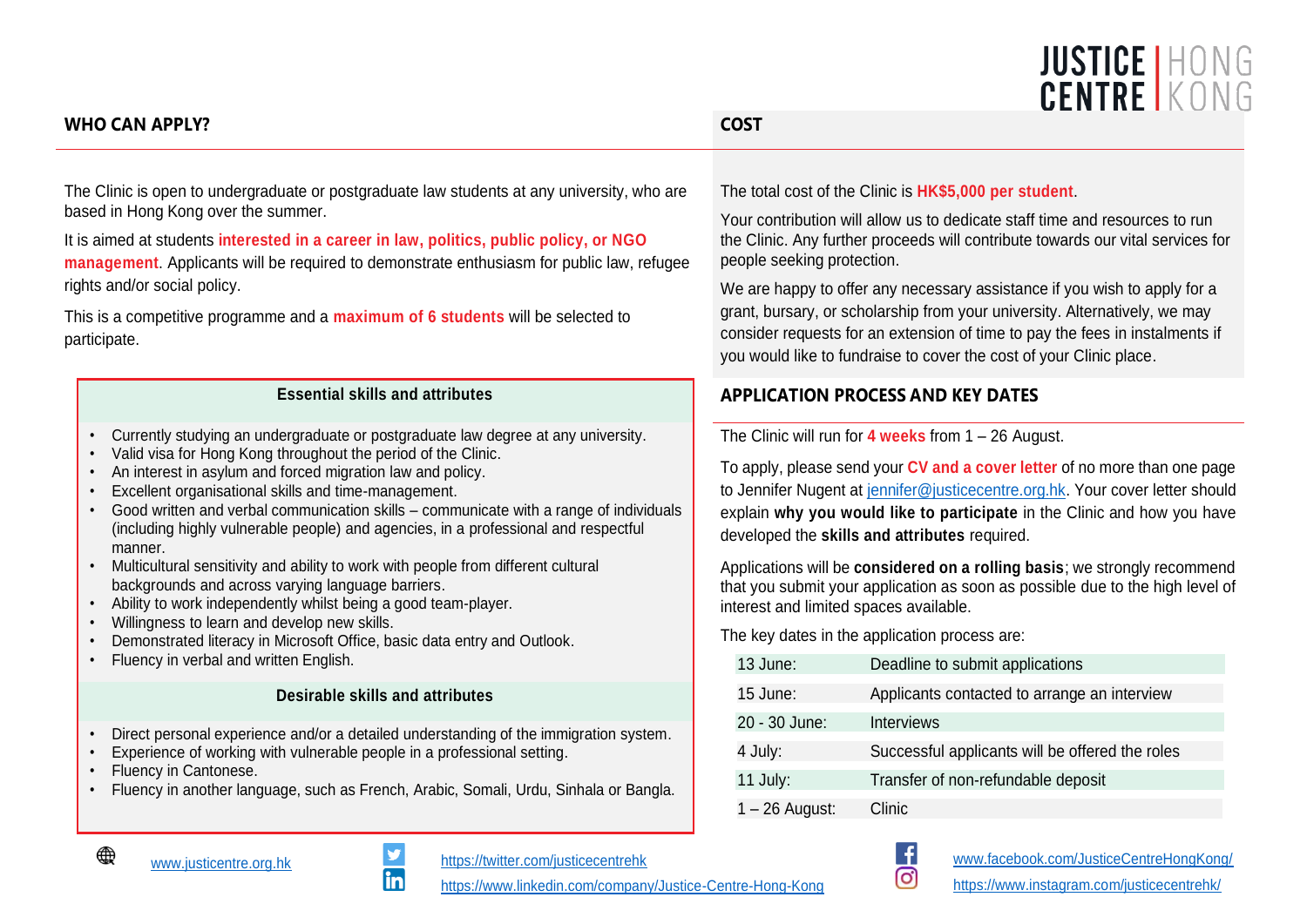## WHO CAN APPLY?

The Clinic is open to undergraduate or postgraduate law students at any university, who are based in Hong Kong over the summer.

It is aimed at students **interested in a career in law, politics, public policy, or NGO management**. Applicants will be required to demonstrate enthusiasm for public law, refugee rights and/or social policy.

This is a competitive programme and a **maximum of 6 students** will be selected to participate.

### Essential skills and attributes

- Currently studying an undergraduate or postgraduate law degree at any university.
- Valid visa for Hong Kong throughout the period of the Clinic.
- An interest in asylum and forced migration law and policy.
- Excellent organisational skills and time-management.
- Good written and verbal communication skills – communicate with a range of individuals (including highly vulnerable people) and agencies, in a professional and respectful manner.
- Multicultural sensitivity and ability to work with people from different cultural backgrounds and across varying language barriers.
- Ability to work independently whilst being a good team-player.
- Willingness to learn and develop new skills.
- Demonstrated literacy in Microsoft Office, basic data entry and Outlook.
- Fluency in verbal and written English.

### Desirable skills and attributes

- Direct personal experience and/or a detailed understanding of the immigration system.
- Experience of working with vulnerable people in a professional setting.
- Fluency in Cantonese.
- Fluency in another language, such as French, Arabic, Somali, Urdu, Sinhala or Bangla.

## COST

The total cost of the Clinic is **HK$5,000 per student**.

Your contribution will allow us to dedicate staff time and resources to run the Clinic. Any further proceeds will contribute towards our vital services for people seeking protection.

We are happy to offer any necessary assistance if you wish to apply for a grant, bursary, or scholarship from your university. Alternatively, we may consider requests for an extension of time to pay the fees in instalments if you would like to fundraise to cover the cost of your Clinic place.

## APPLICATION PROCESS AND KEY DATES

The Clinic will run for **4 weeks** from 1 – 26 August.

To apply, please send your **CV and a cover letter** of no more than one page to Jennifer Nugent at jennifer@justicecentre.org.hk. Your cover letter should explain **why you would like to participate** in the Clinic and how you have developed the **skills and attributes** required.

Applications will be **considered on a rolling basis**; we strongly recommend that you submit your application as soon as possible due to the high level of interest and limited spaces available.

The key dates in the application process are:

| | |
|---|---|
| 13 June: | Deadline to submit applications |
| 15 June: | Applicants contacted to arrange an interview |
| 20 - 30 June: | Interviews |
| 4 July: | Successful applicants will be offered the roles |
| 11 July: | Transfer of non-refundable deposit |
| 1 – 26 August: | Clinic |

www.justicentre.org.hk

https://twitter.com/justicecentrehk

https://www.linkedin.com/company/Justice-Centre-Hong-Kong

www.facebook.com/JusticeCentreHongKong/

https://www.instagram.com/justicecentrehk/